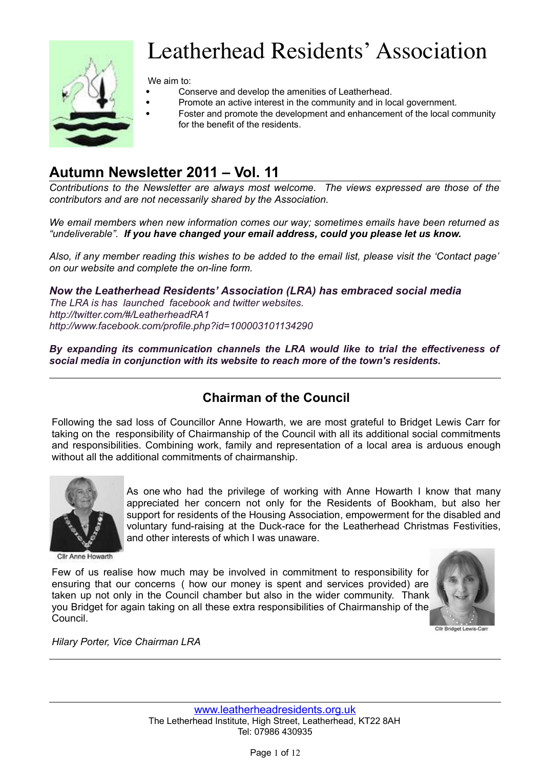# Leatherhead Residents' Association

We aim to:

- Conserve and develop the amenities of Leatherhead.
- Promote an active interest in the community and in local government.
- Foster and promote the development and enhancement of the local community for the benefit of the residents.

## Autumn Newsletter 2011 – Vol. 11

*Contributions to the Newsletter are always most welcome. The views expressed are those of the contributors and are not necessarily shared by the Association.*

*We email members when new information comes our way; sometimes emails have been returned as "undeliverable".* ***If you have changed your email address, could you please let us know.***

*Also, if any member reading this wishes to be added to the email list, please visit the 'Contact page' on our website and complete the on-line form.*

***Now the Leatherhead Residents' Association (LRA) has embraced social media***

*The LRA is has launched facebook and twitter websites.*
*http://twitter.com/#/LeatherheadRA1*
*http://www.facebook.com/profile.php?id=100003101134290*

***By expanding its communication channels the LRA would like to trial the effectiveness of social media in conjunction with its website to reach more of the town's residents.***

---

### Chairman of the Council

Following the sad loss of Councillor Anne Howarth, we are most grateful to Bridget Lewis Carr for taking on the responsibility of Chairmanship of the Council with all its additional social commitments and responsibilities. Combining work, family and representation of a local area is arduous enough without all the additional commitments of chairmanship.

Cllr Anne Howarth

As one who had the privilege of working with Anne Howarth I know that many appreciated her concern not only for the Residents of Bookham, but also her support for residents of the Housing Association, empowerment for the disabled and voluntary fund-raising at the Duck-race for the Leatherhead Christmas Festivities, and other interests of which I was unaware.

Few of us realise how much may be involved in commitment to responsibility for ensuring that our concerns ( how our money is spent and services provided) are taken up not only in the Council chamber but also in the wider community. Thank you Bridget for again taking on all these extra responsibilities of Chairmanship of the Council.

Cllr Bridget Lewis-Carr

*Hilary Porter, Vice Chairman LRA*

---

www.leatherheadresidents.org.uk
The Letherhead Institute, High Street, Leatherhead, KT22 8AH
Tel: 07986 430935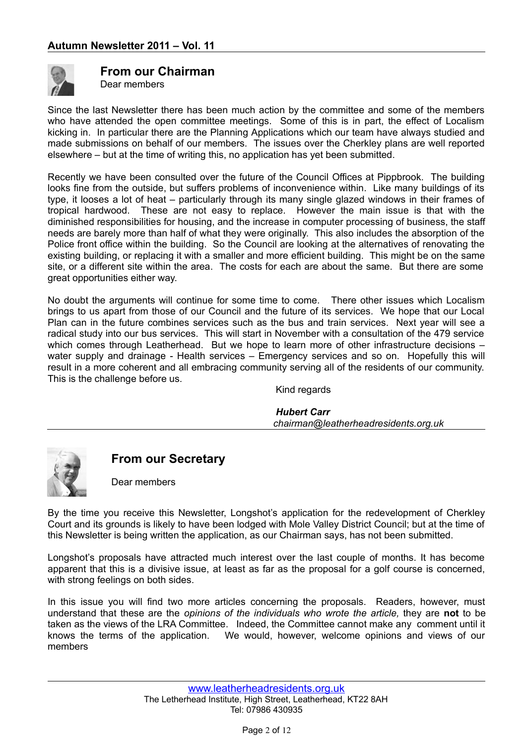## From our Chairman

Dear members

Since the last Newsletter there has been much action by the committee and some of the members who have attended the open committee meetings. Some of this is in part, the effect of Localism kicking in. In particular there are the Planning Applications which our team have always studied and made submissions on behalf of our members. The issues over the Cherkley plans are well reported elsewhere – but at the time of writing this, no application has yet been submitted.

Recently we have been consulted over the future of the Council Offices at Pippbrook. The building looks fine from the outside, but suffers problems of inconvenience within. Like many buildings of its type, it looses a lot of heat – particularly through its many single glazed windows in their frames of tropical hardwood. These are not easy to replace. However the main issue is that with the diminished responsibilities for housing, and the increase in computer processing of business, the staff needs are barely more than half of what they were originally. This also includes the absorption of the Police front office within the building. So the Council are looking at the alternatives of renovating the existing building, or replacing it with a smaller and more efficient building. This might be on the same site, or a different site within the area. The costs for each are about the same. But there are some great opportunities either way.

No doubt the arguments will continue for some time to come. There other issues which Localism brings to us apart from those of our Council and the future of its services. We hope that our Local Plan can in the future combines services such as the bus and train services. Next year will see a radical study into our bus services. This will start in November with a consultation of the 479 service which comes through Leatherhead. But we hope to learn more of other infrastructure decisions – water supply and drainage - Health services – Emergency services and so on. Hopefully this will result in a more coherent and all embracing community serving all of the residents of our community. This is the challenge before us.

Kind regards

***Hubert Carr***
*chairman@leatherheadresidents.org.uk*

---

## From our Secretary

Dear members

By the time you receive this Newsletter, Longshot's application for the redevelopment of Cherkley Court and its grounds is likely to have been lodged with Mole Valley District Council; but at the time of this Newsletter is being written the application, as our Chairman says, has not been submitted.

Longshot's proposals have attracted much interest over the last couple of months. It has become apparent that this is a divisive issue, at least as far as the proposal for a golf course is concerned, with strong feelings on both sides.

In this issue you will find two more articles concerning the proposals. Readers, however, must understand that these are the *opinions of the individuals who wrote the article,* they are **not** to be taken as the views of the LRA Committee. Indeed, the Committee cannot make any comment until it knows the terms of the application. We would, however, welcome opinions and views of our members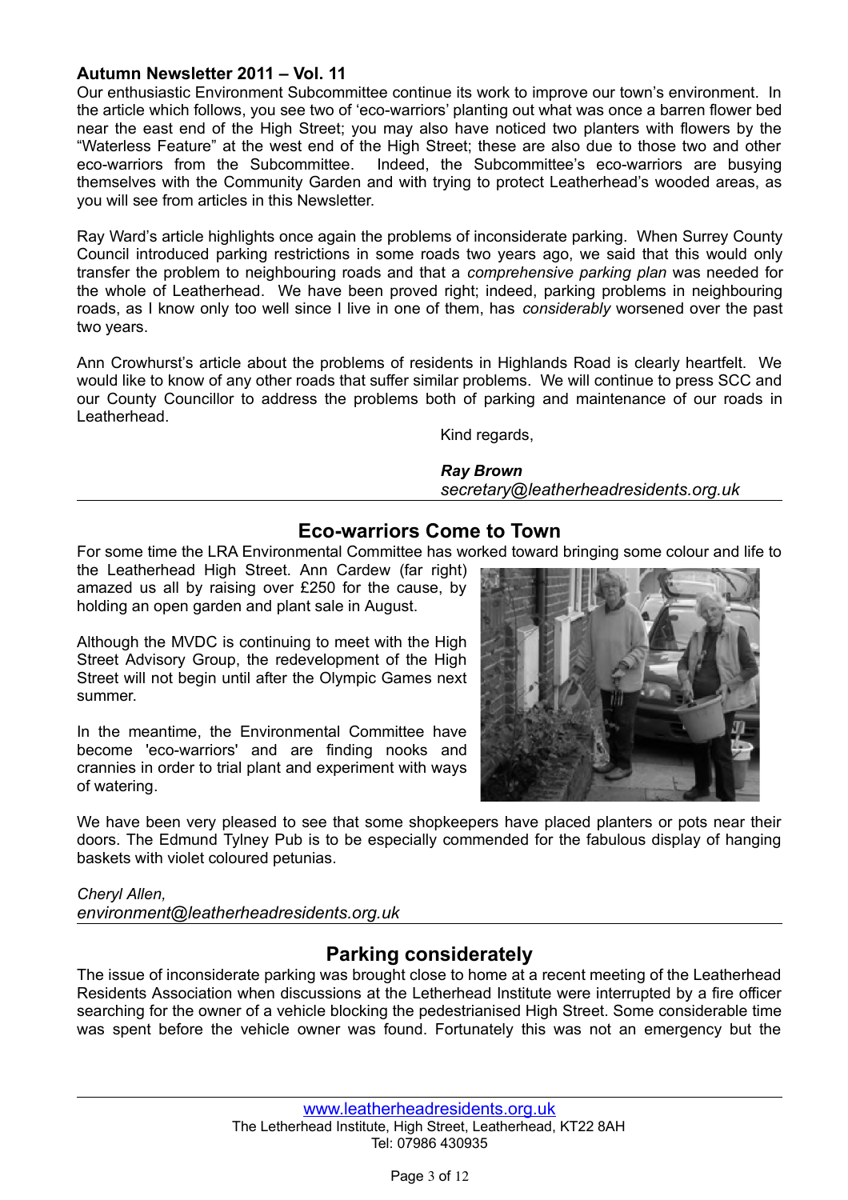**Autumn Newsletter 2011 – Vol. 11**

Our enthusiastic Environment Subcommittee continue its work to improve our town's environment. In the article which follows, you see two of 'eco-warriors' planting out what was once a barren flower bed near the east end of the High Street; you may also have noticed two planters with flowers by the "Waterless Feature" at the west end of the High Street; these are also due to those two and other eco-warriors from the Subcommittee. Indeed, the Subcommittee's eco-warriors are busying themselves with the Community Garden and with trying to protect Leatherhead's wooded areas, as you will see from articles in this Newsletter.

Ray Ward's article highlights once again the problems of inconsiderate parking. When Surrey County Council introduced parking restrictions in some roads two years ago, we said that this would only transfer the problem to neighbouring roads and that a *comprehensive parking plan* was needed for the whole of Leatherhead. We have been proved right; indeed, parking problems in neighbouring roads, as I know only too well since I live in one of them, has *considerably* worsened over the past two years.

Ann Crowhurst's article about the problems of residents in Highlands Road is clearly heartfelt. We would like to know of any other roads that suffer similar problems. We will continue to press SCC and our County Councillor to address the problems both of parking and maintenance of our roads in Leatherhead.

Kind regards,

***Ray Brown***
*secretary@leatherheadresidents.org.uk*

## Eco-warriors Come to Town

For some time the LRA Environmental Committee has worked toward bringing some colour and life to the Leatherhead High Street. Ann Cardew (far right) amazed us all by raising over £250 for the cause, by holding an open garden and plant sale in August.

Although the MVDC is continuing to meet with the High Street Advisory Group, the redevelopment of the High Street will not begin until after the Olympic Games next summer.

In the meantime, the Environmental Committee have become 'eco-warriors' and are finding nooks and crannies in order to trial plant and experiment with ways of watering.

We have been very pleased to see that some shopkeepers have placed planters or pots near their doors. The Edmund Tylney Pub is to be especially commended for the fabulous display of hanging baskets with violet coloured petunias.

*Cheryl Allen,*
*environment@leatherheadresidents.org.uk*

## Parking considerately

The issue of inconsiderate parking was brought close to home at a recent meeting of the Leatherhead Residents Association when discussions at the Letherhead Institute were interrupted by a fire officer searching for the owner of a vehicle blocking the pedestrianised High Street. Some considerable time was spent before the vehicle owner was found. Fortunately this was not an emergency but the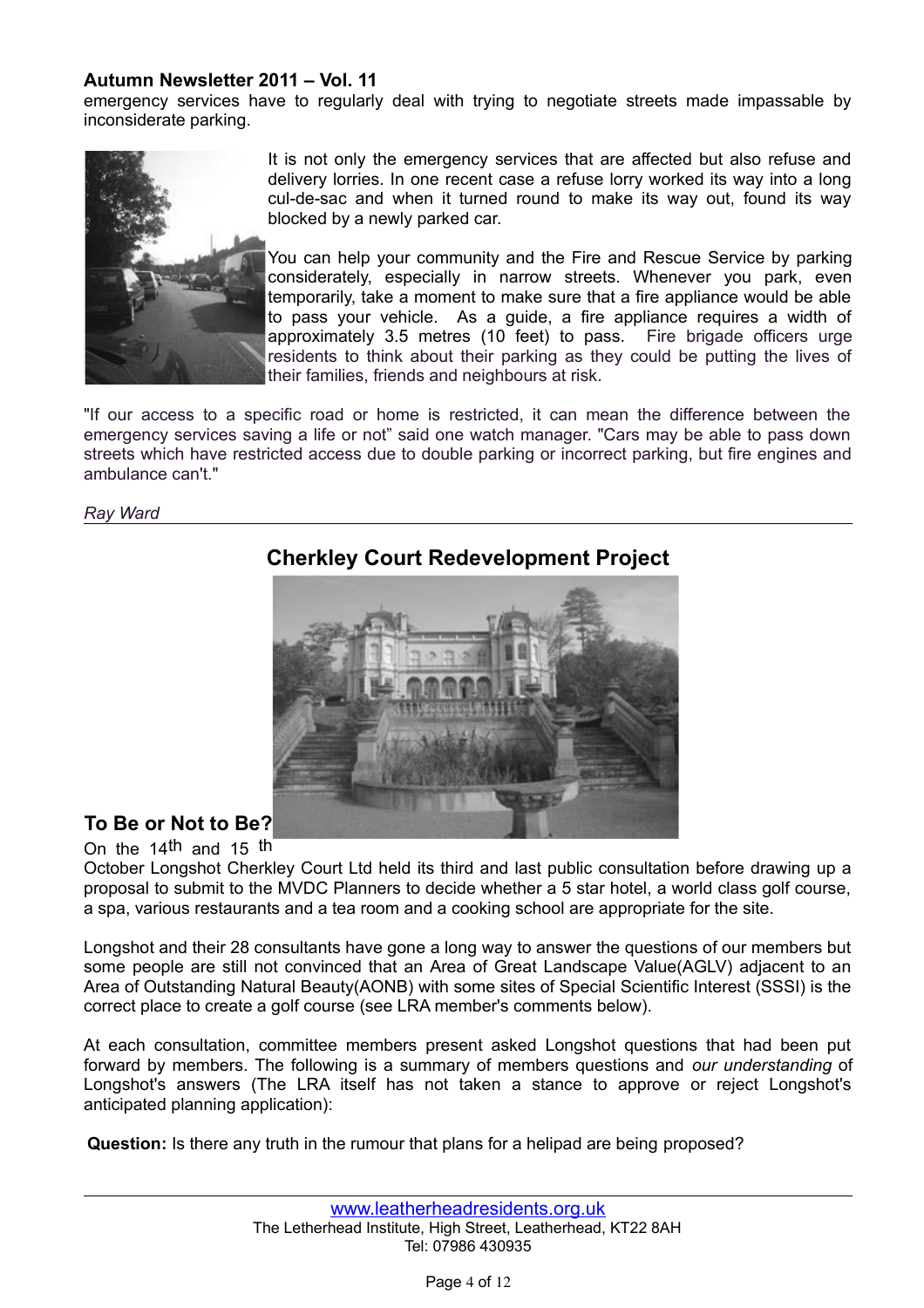emergency services have to regularly deal with trying to negotiate streets made impassable by inconsiderate parking.

It is not only the emergency services that are affected but also refuse and delivery lorries. In one recent case a refuse lorry worked its way into a long cul-de-sac and when it turned round to make its way out, found its way blocked by a newly parked car.

You can help your community and the Fire and Rescue Service by parking considerately, especially in narrow streets. Whenever you park, even temporarily, take a moment to make sure that a fire appliance would be able to pass your vehicle. As a guide, a fire appliance requires a width of approximately 3.5 metres (10 feet) to pass. Fire brigade officers urge residents to think about their parking as they could be putting the lives of their families, friends and neighbours at risk.

"If our access to a specific road or home is restricted, it can mean the difference between the emergency services saving a life or not" said one watch manager. "Cars may be able to pass down streets which have restricted access due to double parking or incorrect parking, but fire engines and ambulance can't."

*Ray Ward*

---

## Cherkley Court Redevelopment Project

### To Be or Not to Be?

On the 14th and 15 th October Longshot Cherkley Court Ltd held its third and last public consultation before drawing up a proposal to submit to the MVDC Planners to decide whether a 5 star hotel, a world class golf course, a spa, various restaurants and a tea room and a cooking school are appropriate for the site.

Longshot and their 28 consultants have gone a long way to answer the questions of our members but some people are still not convinced that an Area of Great Landscape Value(AGLV) adjacent to an Area of Outstanding Natural Beauty(AONB) with some sites of Special Scientific Interest (SSSI) is the correct place to create a golf course (see LRA member's comments below).

At each consultation, committee members present asked Longshot questions that had been put forward by members. The following is a summary of members questions and *our understanding* of Longshot's answers (The LRA itself has not taken a stance to approve or reject Longshot's anticipated planning application):

**Question:** Is there any truth in the rumour that plans for a helipad are being proposed?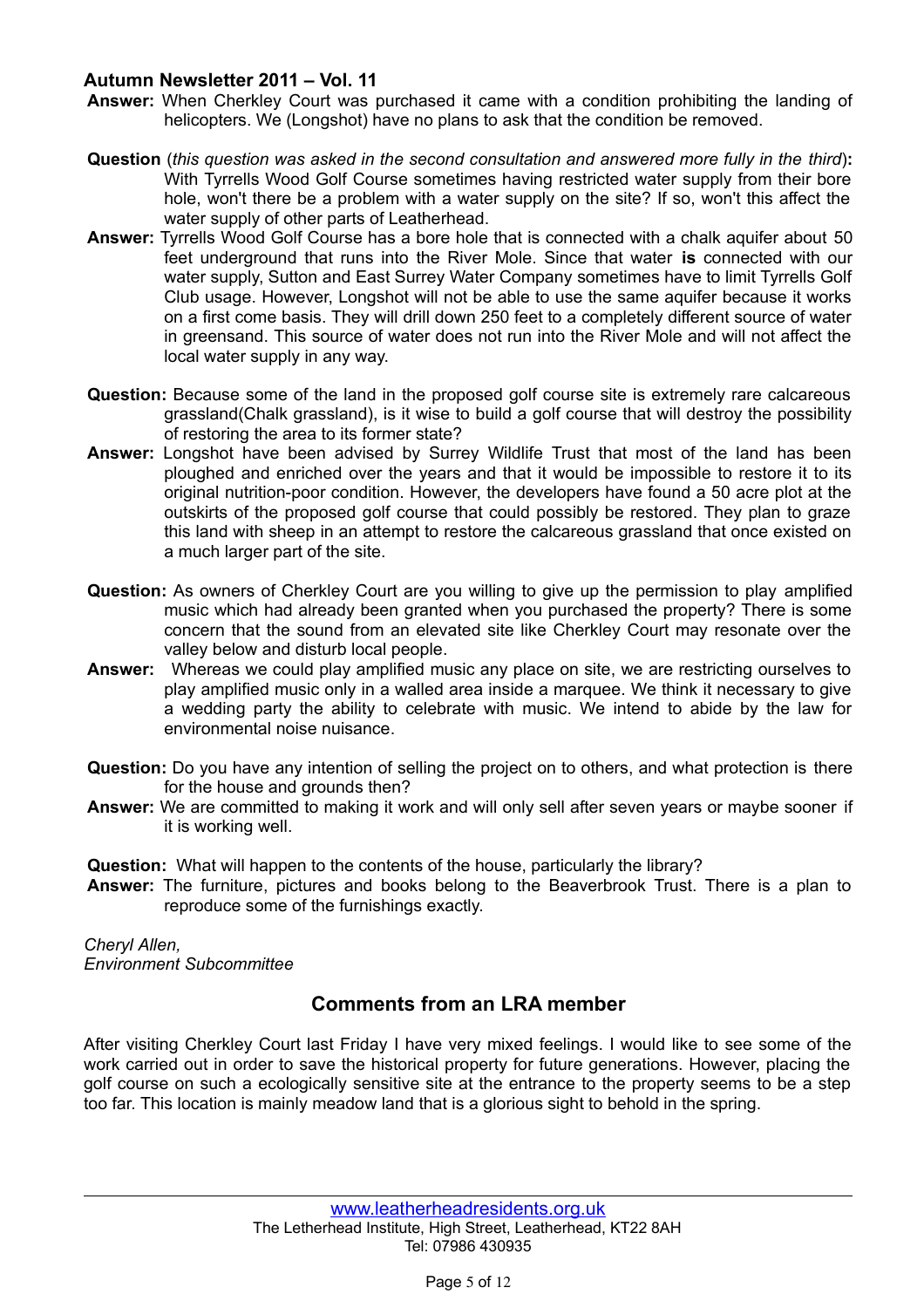**Autumn Newsletter 2011 – Vol. 11**

**Answer:** When Cherkley Court was purchased it came with a condition prohibiting the landing of helicopters. We (Longshot) have no plans to ask that the condition be removed.

**Question** (*this question was asked in the second consultation and answered more fully in the third*)**:** With Tyrrells Wood Golf Course sometimes having restricted water supply from their bore hole, won't there be a problem with a water supply on the site? If so, won't this affect the water supply of other parts of Leatherhead.

**Answer:** Tyrrells Wood Golf Course has a bore hole that is connected with a chalk aquifer about 50 feet underground that runs into the River Mole. Since that water **is** connected with our water supply, Sutton and East Surrey Water Company sometimes have to limit Tyrrells Golf Club usage. However, Longshot will not be able to use the same aquifer because it works on a first come basis. They will drill down 250 feet to a completely different source of water in greensand. This source of water does not run into the River Mole and will not affect the local water supply in any way.

**Question:** Because some of the land in the proposed golf course site is extremely rare calcareous grassland(Chalk grassland), is it wise to build a golf course that will destroy the possibility of restoring the area to its former state?

**Answer:** Longshot have been advised by Surrey Wildlife Trust that most of the land has been ploughed and enriched over the years and that it would be impossible to restore it to its original nutrition-poor condition. However, the developers have found a 50 acre plot at the outskirts of the proposed golf course that could possibly be restored. They plan to graze this land with sheep in an attempt to restore the calcareous grassland that once existed on a much larger part of the site.

**Question:** As owners of Cherkley Court are you willing to give up the permission to play amplified music which had already been granted when you purchased the property? There is some concern that the sound from an elevated site like Cherkley Court may resonate over the valley below and disturb local people.

**Answer:** Whereas we could play amplified music any place on site, we are restricting ourselves to play amplified music only in a walled area inside a marquee. We think it necessary to give a wedding party the ability to celebrate with music. We intend to abide by the law for environmental noise nuisance.

**Question:** Do you have any intention of selling the project on to others, and what protection is there for the house and grounds then?

**Answer:** We are committed to making it work and will only sell after seven years or maybe sooner if it is working well.

**Question:** What will happen to the contents of the house, particularly the library?

**Answer:** The furniture, pictures and books belong to the Beaverbrook Trust. There is a plan to reproduce some of the furnishings exactly.

*Cheryl Allen,*
*Environment Subcommittee*

## Comments from an LRA member

After visiting Cherkley Court last Friday I have very mixed feelings. I would like to see some of the work carried out in order to save the historical property for future generations. However, placing the golf course on such a ecologically sensitive site at the entrance to the property seems to be a step too far. This location is mainly meadow land that is a glorious sight to behold in the spring.

www.leatherheadresidents.org.uk
The Letherhead Institute, High Street, Leatherhead, KT22 8AH
Tel: 07986 430935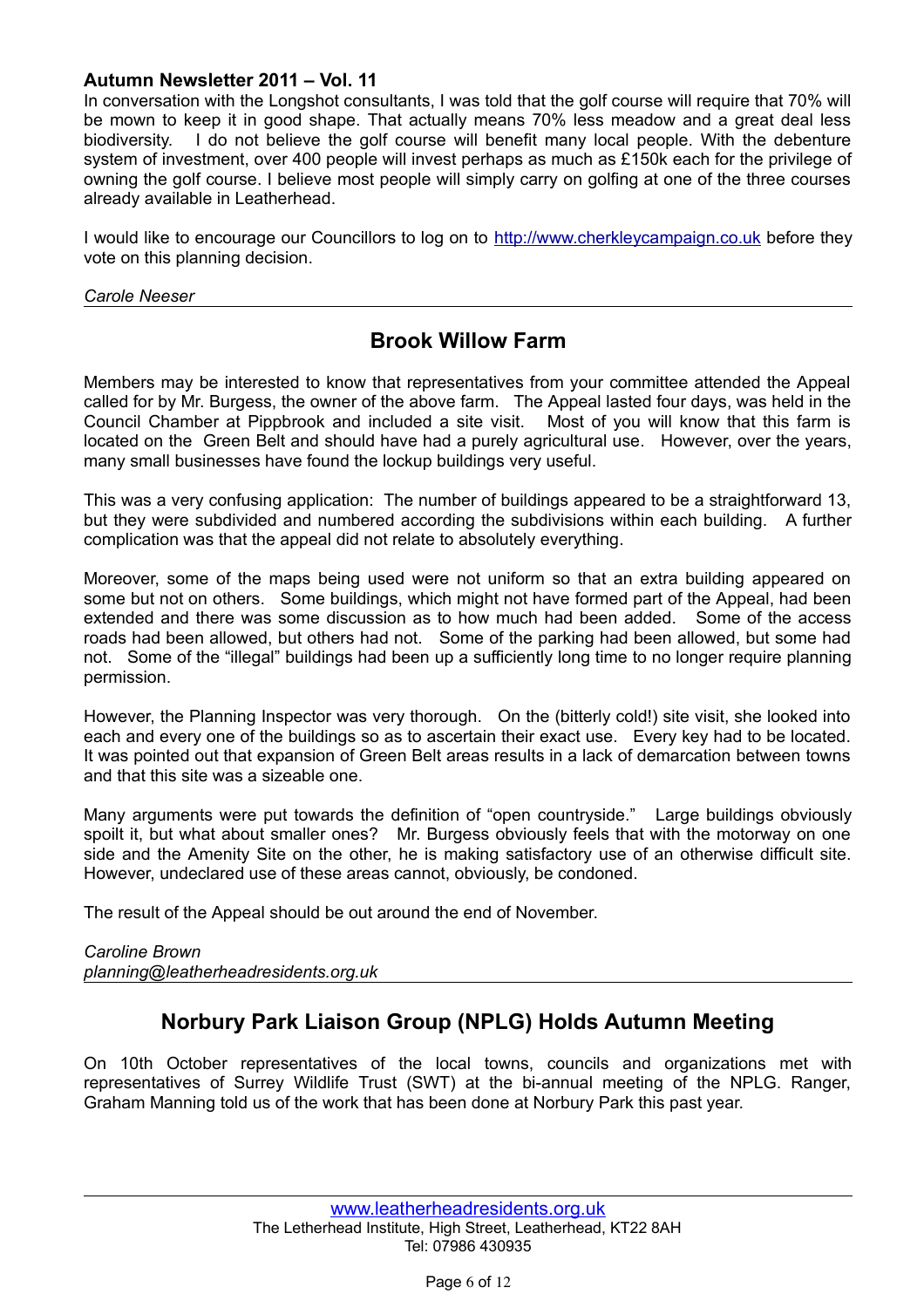**Autumn Newsletter 2011 – Vol. 11**

In conversation with the Longshot consultants, I was told that the golf course will require that 70% will be mown to keep it in good shape. That actually means 70% less meadow and a great deal less biodiversity. I do not believe the golf course will benefit many local people. With the debenture system of investment, over 400 people will invest perhaps as much as £150k each for the privilege of owning the golf course. I believe most people will simply carry on golfing at one of the three courses already available in Leatherhead.

I would like to encourage our Councillors to log on to http://www.cherkleycampaign.co.uk before they vote on this planning decision.

*Carole Neeser*

---

## Brook Willow Farm

Members may be interested to know that representatives from your committee attended the Appeal called for by Mr. Burgess, the owner of the above farm. The Appeal lasted four days, was held in the Council Chamber at Pippbrook and included a site visit. Most of you will know that this farm is located on the Green Belt and should have had a purely agricultural use. However, over the years, many small businesses have found the lockup buildings very useful.

This was a very confusing application: The number of buildings appeared to be a straightforward 13, but they were subdivided and numbered according the subdivisions within each building. A further complication was that the appeal did not relate to absolutely everything.

Moreover, some of the maps being used were not uniform so that an extra building appeared on some but not on others. Some buildings, which might not have formed part of the Appeal, had been extended and there was some discussion as to how much had been added. Some of the access roads had been allowed, but others had not. Some of the parking had been allowed, but some had not. Some of the "illegal" buildings had been up a sufficiently long time to no longer require planning permission.

However, the Planning Inspector was very thorough. On the (bitterly cold!) site visit, she looked into each and every one of the buildings so as to ascertain their exact use. Every key had to be located. It was pointed out that expansion of Green Belt areas results in a lack of demarcation between towns and that this site was a sizeable one.

Many arguments were put towards the definition of "open countryside." Large buildings obviously spoilt it, but what about smaller ones? Mr. Burgess obviously feels that with the motorway on one side and the Amenity Site on the other, he is making satisfactory use of an otherwise difficult site. However, undeclared use of these areas cannot, obviously, be condoned.

The result of the Appeal should be out around the end of November.

*Caroline Brown*
*planning@leatherheadresidents.org.uk*

---

## Norbury Park Liaison Group (NPLG) Holds Autumn Meeting

On 10th October representatives of the local towns, councils and organizations met with representatives of Surrey Wildlife Trust (SWT) at the bi-annual meeting of the NPLG. Ranger, Graham Manning told us of the work that has been done at Norbury Park this past year.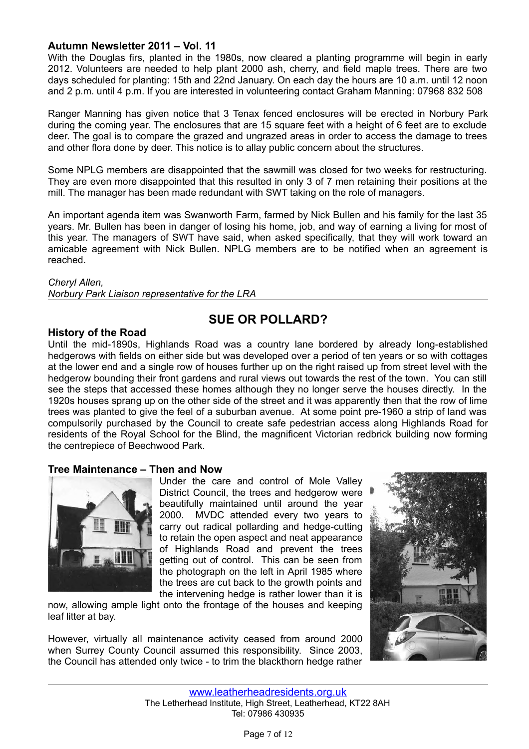### Autumn Newsletter 2011 – Vol. 11

With the Douglas firs, planted in the 1980s, now cleared a planting programme will begin in early 2012. Volunteers are needed to help plant 2000 ash, cherry, and field maple trees. There are two days scheduled for planting: 15th and 22nd January. On each day the hours are 10 a.m. until 12 noon and 2 p.m. until 4 p.m. If you are interested in volunteering contact Graham Manning: 07968 832 508

Ranger Manning has given notice that 3 Tenax fenced enclosures will be erected in Norbury Park during the coming year. The enclosures that are 15 square feet with a height of 6 feet are to exclude deer. The goal is to compare the grazed and ungrazed areas in order to access the damage to trees and other flora done by deer. This notice is to allay public concern about the structures.

Some NPLG members are disappointed that the sawmill was closed for two weeks for restructuring. They are even more disappointed that this resulted in only 3 of 7 men retaining their positions at the mill. The manager has been made redundant with SWT taking on the role of managers.

An important agenda item was Swanworth Farm, farmed by Nick Bullen and his family for the last 35 years. Mr. Bullen has been in danger of losing his home, job, and way of earning a living for most of this year. The managers of SWT have said, when asked specifically, that they will work toward an amicable agreement with Nick Bullen. NPLG members are to be notified when an agreement is reached.

*Cheryl Allen,*
*Norbury Park Liaison representative for the LRA*

## SUE OR POLLARD?

### History of the Road

Until the mid-1890s, Highlands Road was a country lane bordered by already long-established hedgerows with fields on either side but was developed over a period of ten years or so with cottages at the lower end and a single row of houses further up on the right raised up from street level with the hedgerow bounding their front gardens and rural views out towards the rest of the town. You can still see the steps that accessed these homes although they no longer serve the houses directly. In the 1920s houses sprang up on the other side of the street and it was apparently then that the row of lime trees was planted to give the feel of a suburban avenue. At some point pre-1960 a strip of land was compulsorily purchased by the Council to create safe pedestrian access along Highlands Road for residents of the Royal School for the Blind, the magnificent Victorian redbrick building now forming the centrepiece of Beechwood Park.

### Tree Maintenance – Then and Now

Under the care and control of Mole Valley District Council, the trees and hedgerow were beautifully maintained until around the year 2000. MVDC attended every two years to carry out radical pollarding and hedge-cutting to retain the open aspect and neat appearance of Highlands Road and prevent the trees getting out of control. This can be seen from the photograph on the left in April 1985 where the trees are cut back to the growth points and the intervening hedge is rather lower than it is now, allowing ample light onto the frontage of the houses and keeping leaf litter at bay.

However, virtually all maintenance activity ceased from around 2000 when Surrey County Council assumed this responsibility. Since 2003, the Council has attended only twice - to trim the blackthorn hedge rather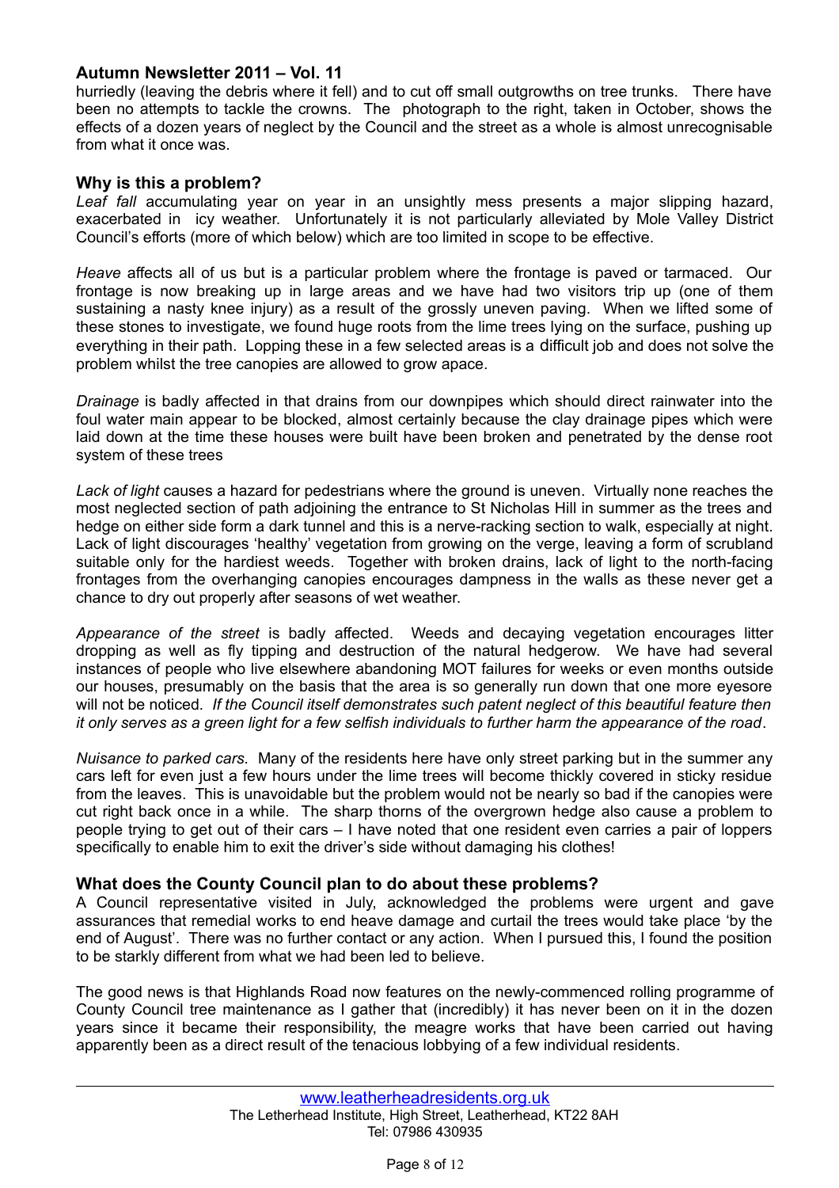hurriedly (leaving the debris where it fell) and to cut off small outgrowths on tree trunks. There have been no attempts to tackle the crowns. The photograph to the right, taken in October, shows the effects of a dozen years of neglect by the Council and the street as a whole is almost unrecognisable from what it once was.

### Why is this a problem?

*Leaf fall* accumulating year on year in an unsightly mess presents a major slipping hazard, exacerbated in icy weather. Unfortunately it is not particularly alleviated by Mole Valley District Council's efforts (more of which below) which are too limited in scope to be effective.

*Heave* affects all of us but is a particular problem where the frontage is paved or tarmaced. Our frontage is now breaking up in large areas and we have had two visitors trip up (one of them sustaining a nasty knee injury) as a result of the grossly uneven paving. When we lifted some of these stones to investigate, we found huge roots from the lime trees lying on the surface, pushing up everything in their path. Lopping these in a few selected areas is a difficult job and does not solve the problem whilst the tree canopies are allowed to grow apace.

*Drainage* is badly affected in that drains from our downpipes which should direct rainwater into the foul water main appear to be blocked, almost certainly because the clay drainage pipes which were laid down at the time these houses were built have been broken and penetrated by the dense root system of these trees

*Lack of light* causes a hazard for pedestrians where the ground is uneven. Virtually none reaches the most neglected section of path adjoining the entrance to St Nicholas Hill in summer as the trees and hedge on either side form a dark tunnel and this is a nerve-racking section to walk, especially at night. Lack of light discourages 'healthy' vegetation from growing on the verge, leaving a form of scrubland suitable only for the hardiest weeds. Together with broken drains, lack of light to the north-facing frontages from the overhanging canopies encourages dampness in the walls as these never get a chance to dry out properly after seasons of wet weather.

*Appearance of the street* is badly affected. Weeds and decaying vegetation encourages litter dropping as well as fly tipping and destruction of the natural hedgerow. We have had several instances of people who live elsewhere abandoning MOT failures for weeks or even months outside our houses, presumably on the basis that the area is so generally run down that one more eyesore will not be noticed*. If the Council itself demonstrates such patent neglect of this beautiful feature then it only serves as a green light for a few selfish individuals to further harm the appearance of the road*.

*Nuisance to parked cars.* Many of the residents here have only street parking but in the summer any cars left for even just a few hours under the lime trees will become thickly covered in sticky residue from the leaves. This is unavoidable but the problem would not be nearly so bad if the canopies were cut right back once in a while. The sharp thorns of the overgrown hedge also cause a problem to people trying to get out of their cars – I have noted that one resident even carries a pair of loppers specifically to enable him to exit the driver's side without damaging his clothes!

### What does the County Council plan to do about these problems?

A Council representative visited in July, acknowledged the problems were urgent and gave assurances that remedial works to end heave damage and curtail the trees would take place 'by the end of August'. There was no further contact or any action. When I pursued this, I found the position to be starkly different from what we had been led to believe.

The good news is that Highlands Road now features on the newly-commenced rolling programme of County Council tree maintenance as I gather that (incredibly) it has never been on it in the dozen years since it became their responsibility, the meagre works that have been carried out having apparently been as a direct result of the tenacious lobbying of a few individual residents.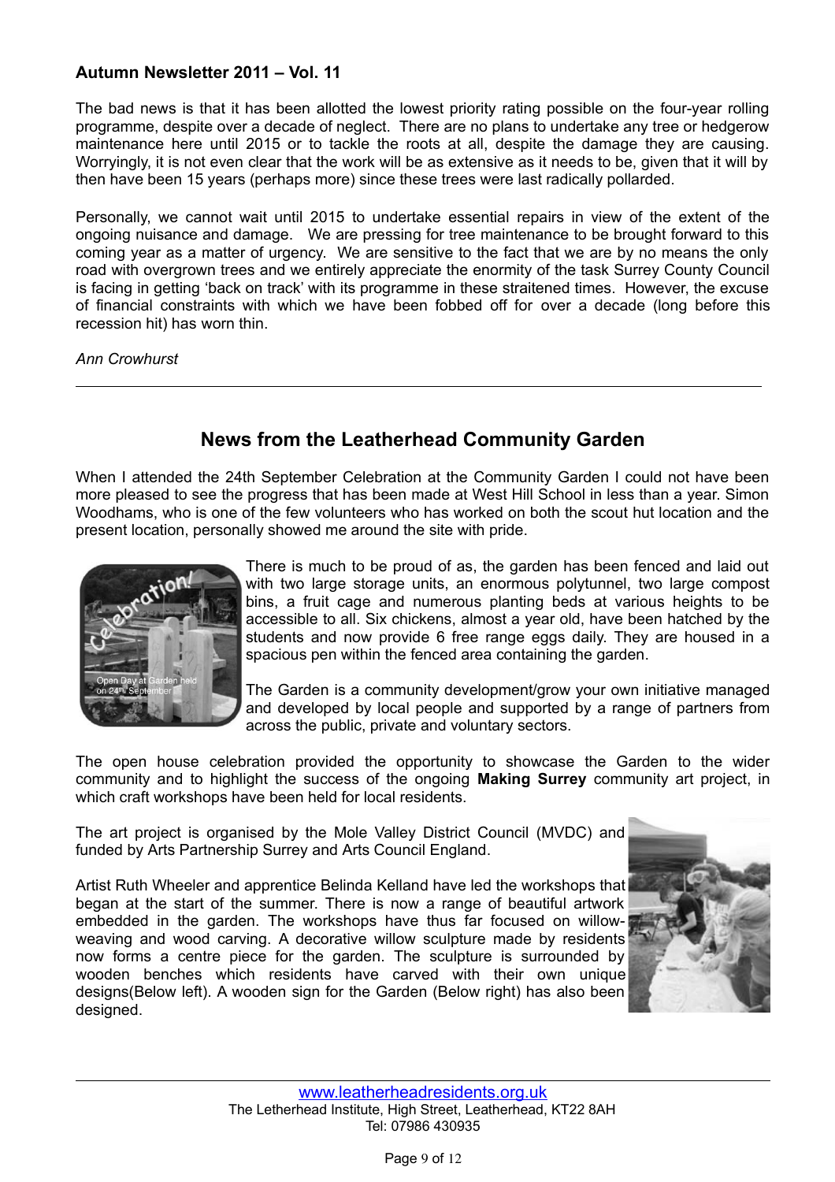**Autumn Newsletter 2011 – Vol. 11**

The bad news is that it has been allotted the lowest priority rating possible on the four-year rolling programme, despite over a decade of neglect. There are no plans to undertake any tree or hedgerow maintenance here until 2015 or to tackle the roots at all, despite the damage they are causing. Worryingly, it is not even clear that the work will be as extensive as it needs to be, given that it will by then have been 15 years (perhaps more) since these trees were last radically pollarded.

Personally, we cannot wait until 2015 to undertake essential repairs in view of the extent of the ongoing nuisance and damage. We are pressing for tree maintenance to be brought forward to this coming year as a matter of urgency. We are sensitive to the fact that we are by no means the only road with overgrown trees and we entirely appreciate the enormity of the task Surrey County Council is facing in getting 'back on track' with its programme in these straitened times. However, the excuse of financial constraints with which we have been fobbed off for over a decade (long before this recession hit) has worn thin.

*Ann Crowhurst*

---

## News from the Leatherhead Community Garden

When I attended the 24th September Celebration at the Community Garden I could not have been more pleased to see the progress that has been made at West Hill School in less than a year. Simon Woodhams, who is one of the few volunteers who has worked on both the scout hut location and the present location, personally showed me around the site with pride.

Open Day at Garden held on 24th September

There is much to be proud of as, the garden has been fenced and laid out with two large storage units, an enormous polytunnel, two large compost bins, a fruit cage and numerous planting beds at various heights to be accessible to all. Six chickens, almost a year old, have been hatched by the students and now provide 6 free range eggs daily. They are housed in a spacious pen within the fenced area containing the garden.

The Garden is a community development/grow your own initiative managed and developed by local people and supported by a range of partners from across the public, private and voluntary sectors.

The open house celebration provided the opportunity to showcase the Garden to the wider community and to highlight the success of the ongoing **Making Surrey** community art project, in which craft workshops have been held for local residents.

The art project is organised by the Mole Valley District Council (MVDC) and funded by Arts Partnership Surrey and Arts Council England.

Artist Ruth Wheeler and apprentice Belinda Kelland have led the workshops that began at the start of the summer. There is now a range of beautiful artwork embedded in the garden. The workshops have thus far focused on willow-weaving and wood carving. A decorative willow sculpture made by residents now forms a centre piece for the garden. The sculpture is surrounded by wooden benches which residents have carved with their own unique designs(Below left). A wooden sign for the Garden (Below right) has also been designed.

---

www.leatherheadresidents.org.uk
The Letherhead Institute, High Street, Leatherhead, KT22 8AH
Tel: 07986 430935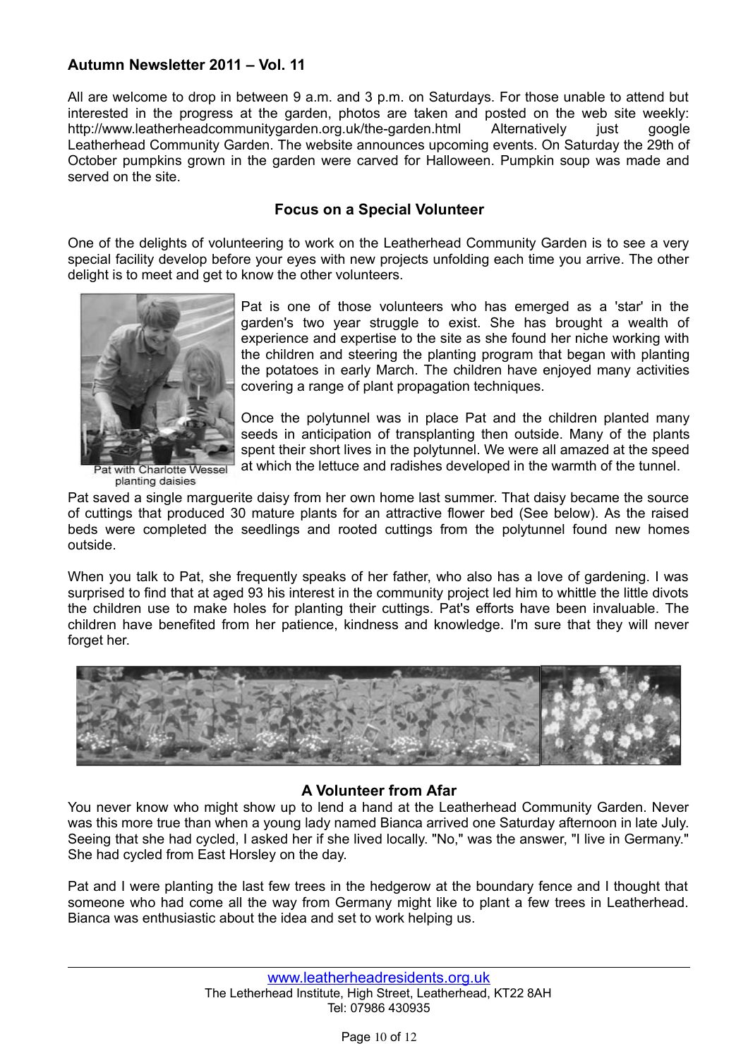**Autumn Newsletter 2011 – Vol. 11**

All are welcome to drop in between 9 a.m. and 3 p.m. on Saturdays. For those unable to attend but interested in the progress at the garden, photos are taken and posted on the web site weekly: http://www.leatherheadcommunitygarden.org.uk/the-garden.html Alternatively just google Leatherhead Community Garden. The website announces upcoming events. On Saturday the 29th of October pumpkins grown in the garden were carved for Halloween. Pumpkin soup was made and served on the site.

### Focus on a Special Volunteer

One of the delights of volunteering to work on the Leatherhead Community Garden is to see a very special facility develop before your eyes with new projects unfolding each time you arrive. The other delight is to meet and get to know the other volunteers.

Pat with Charlotte Wessel planting daisies

Pat is one of those volunteers who has emerged as a 'star' in the garden's two year struggle to exist. She has brought a wealth of experience and expertise to the site as she found her niche working with the children and steering the planting program that began with planting the potatoes in early March. The children have enjoyed many activities covering a range of plant propagation techniques.

Once the polytunnel was in place Pat and the children planted many seeds in anticipation of transplanting then outside. Many of the plants spent their short lives in the polytunnel. We were all amazed at the speed at which the lettuce and radishes developed in the warmth of the tunnel.

Pat saved a single marguerite daisy from her own home last summer. That daisy became the source of cuttings that produced 30 mature plants for an attractive flower bed (See below). As the raised beds were completed the seedlings and rooted cuttings from the polytunnel found new homes outside.

When you talk to Pat, she frequently speaks of her father, who also has a love of gardening. I was surprised to find that at aged 93 his interest in the community project led him to whittle the little divots the children use to make holes for planting their cuttings. Pat's efforts have been invaluable. The children have benefited from her patience, kindness and knowledge. I'm sure that they will never forget her.

### A Volunteer from Afar

You never know who might show up to lend a hand at the Leatherhead Community Garden. Never was this more true than when a young lady named Bianca arrived one Saturday afternoon in late July. Seeing that she had cycled, I asked her if she lived locally. "No," was the answer, "I live in Germany." She had cycled from East Horsley on the day.

Pat and I were planting the last few trees in the hedgerow at the boundary fence and I thought that someone who had come all the way from Germany might like to plant a few trees in Leatherhead. Bianca was enthusiastic about the idea and set to work helping us.

www.leatherheadresidents.org.uk
The Letherhead Institute, High Street, Leatherhead, KT22 8AH
Tel: 07986 430935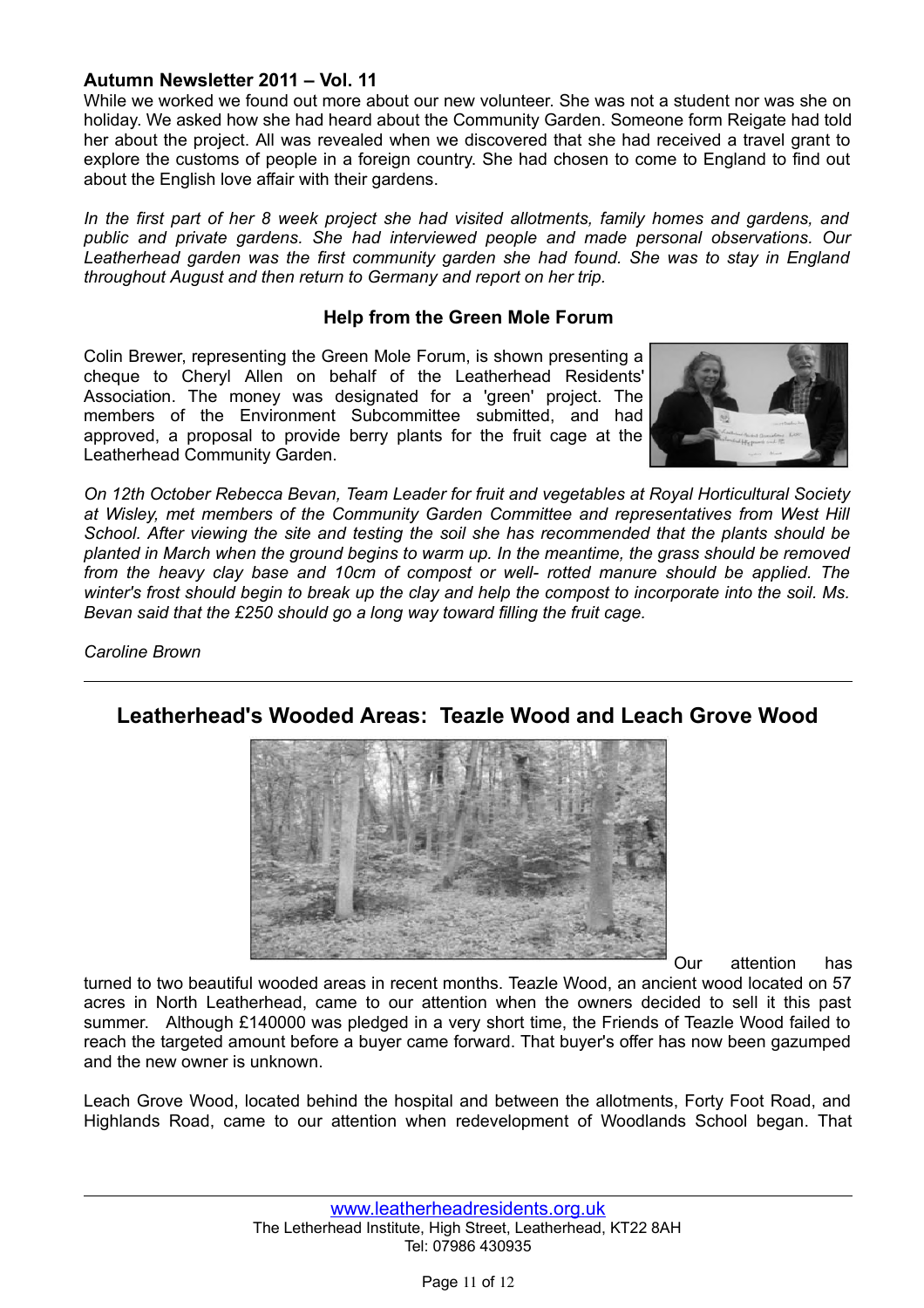**Autumn Newsletter 2011 – Vol. 11**

While we worked we found out more about our new volunteer. She was not a student nor was she on holiday. We asked how she had heard about the Community Garden. Someone form Reigate had told her about the project. All was revealed when we discovered that she had received a travel grant to explore the customs of people in a foreign country. She had chosen to come to England to find out about the English love affair with their gardens.

*In the first part of her 8 week project she had visited allotments, family homes and gardens, and public and private gardens. She had interviewed people and made personal observations. Our Leatherhead garden was the first community garden she had found. She was to stay in England throughout August and then return to Germany and report on her trip.*

### Help from the Green Mole Forum

Colin Brewer, representing the Green Mole Forum, is shown presenting a cheque to Cheryl Allen on behalf of the Leatherhead Residents' Association. The money was designated for a 'green' project. The members of the Environment Subcommittee submitted, and had approved, a proposal to provide berry plants for the fruit cage at the Leatherhead Community Garden.

*On 12th October Rebecca Bevan, Team Leader for fruit and vegetables at Royal Horticultural Society at Wisley, met members of the Community Garden Committee and representatives from West Hill School. After viewing the site and testing the soil she has recommended that the plants should be planted in March when the ground begins to warm up. In the meantime, the grass should be removed from the heavy clay base and 10cm of compost or well- rotted manure should be applied. The winter's frost should begin to break up the clay and help the compost to incorporate into the soil. Ms. Bevan said that the £250 should go a long way toward filling the fruit cage.*

*Caroline Brown*

---

## Leatherhead's Wooded Areas: Teazle Wood and Leach Grove Wood

Our attention has turned to two beautiful wooded areas in recent months. Teazle Wood, an ancient wood located on 57 acres in North Leatherhead, came to our attention when the owners decided to sell it this past summer. Although £140000 was pledged in a very short time, the Friends of Teazle Wood failed to reach the targeted amount before a buyer came forward. That buyer's offer has now been gazumped and the new owner is unknown.

Leach Grove Wood, located behind the hospital and between the allotments, Forty Foot Road, and Highlands Road, came to our attention when redevelopment of Woodlands School began. That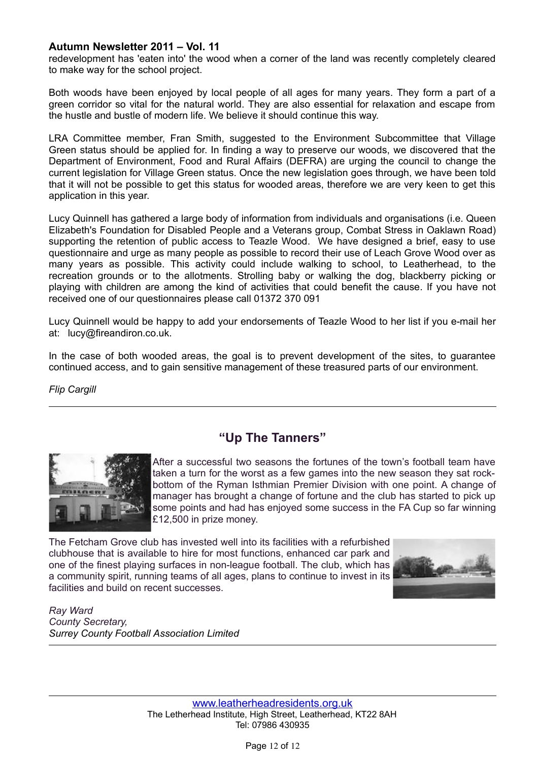redevelopment has 'eaten into' the wood when a corner of the land was recently completely cleared to make way for the school project.

Both woods have been enjoyed by local people of all ages for many years. They form a part of a green corridor so vital for the natural world. They are also essential for relaxation and escape from the hustle and bustle of modern life. We believe it should continue this way.

LRA Committee member, Fran Smith, suggested to the Environment Subcommittee that Village Green status should be applied for. In finding a way to preserve our woods, we discovered that the Department of Environment, Food and Rural Affairs (DEFRA) are urging the council to change the current legislation for Village Green status. Once the new legislation goes through, we have been told that it will not be possible to get this status for wooded areas, therefore we are very keen to get this application in this year.

Lucy Quinnell has gathered a large body of information from individuals and organisations (i.e. Queen Elizabeth's Foundation for Disabled People and a Veterans group, Combat Stress in Oaklawn Road) supporting the retention of public access to Teazle Wood. We have designed a brief, easy to use questionnaire and urge as many people as possible to record their use of Leach Grove Wood over as many years as possible. This activity could include walking to school, to Leatherhead, to the recreation grounds or to the allotments. Strolling baby or walking the dog, blackberry picking or playing with children are among the kind of activities that could benefit the cause. If you have not received one of our questionnaires please call 01372 370 091

Lucy Quinnell would be happy to add your endorsements of Teazle Wood to her list if you e-mail her at: lucy@fireandiron.co.uk.

In the case of both wooded areas, the goal is to prevent development of the sites, to guarantee continued access, and to gain sensitive management of these treasured parts of our environment.

*Flip Cargill*

---

## "Up The Tanners"

After a successful two seasons the fortunes of the town's football team have taken a turn for the worst as a few games into the new season they sat rock-bottom of the Ryman Isthmian Premier Division with one point. A change of manager has brought a change of fortune and the club has started to pick up some points and had has enjoyed some success in the FA Cup so far winning £12,500 in prize money.

The Fetcham Grove club has invested well into its facilities with a refurbished clubhouse that is available to hire for most functions, enhanced car park and one of the finest playing surfaces in non-league football. The club, which has a community spirit, running teams of all ages, plans to continue to invest in its facilities and build on recent successes.

*Ray Ward*
*County Secretary,*
*Surrey County Football Association Limited*

---

www.leatherheadresidents.org.uk
The Letherhead Institute, High Street, Leatherhead, KT22 8AH
Tel: 07986 430935